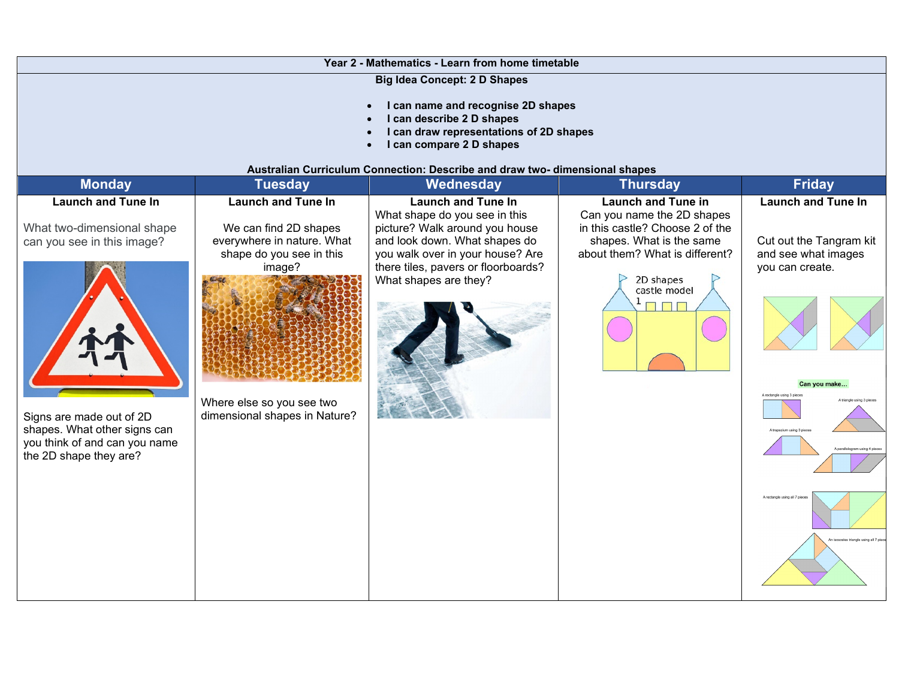**Year 2 - Mathematics - Learn from home timetable**

**Big Idea Concept: 2 D Shapes**

- **I can name and recognise 2D shapes**
- **I can describe 2 D shapes**
- **I can draw representations of 2D shapes**
- **I can compare 2 D shapes**

**Australian Curriculum Connection: Describe and draw two- dimensional shapes**

| Monday | Tuesday | Wednesday | Thursday | Friday |
| --- | --- | --- | --- | --- |
| **Launch and Tune In**<br><br>What two-dimensional shape can you see in this image?<br><br>Signs are made out of 2D shapes. What other signs can you think of and can you name the 2D shape they are? | **Launch and Tune In**<br><br>We can find 2D shapes everywhere in nature. What shape do you see in this image?<br><br>Where else so you see two dimensional shapes in Nature? | **Launch and Tune In**<br>What shape do you see in this picture? Walk around you house and look down. What shapes do you walk over in your house? Are there tiles, pavers or floorboards? What shapes are they? | **Launch and Tune in**<br>Can you name the 2D shapes in this castle? Choose 2 of the shapes. What is the same about them? What is different?<br><br>2D shapes castle model 1 | **Launch and Tune In**<br><br>Cut out the Tangram kit and see what images you can create.<br><br>Can you make...<br>A rectangle using 3 pieces<br>A triangle using 3 pieces<br>A trapezium using 3 pieces<br>A parallelogram using 4 pieces<br>A rectangle using all 7 pieces<br>An isosceles triangle using all 7 pieces |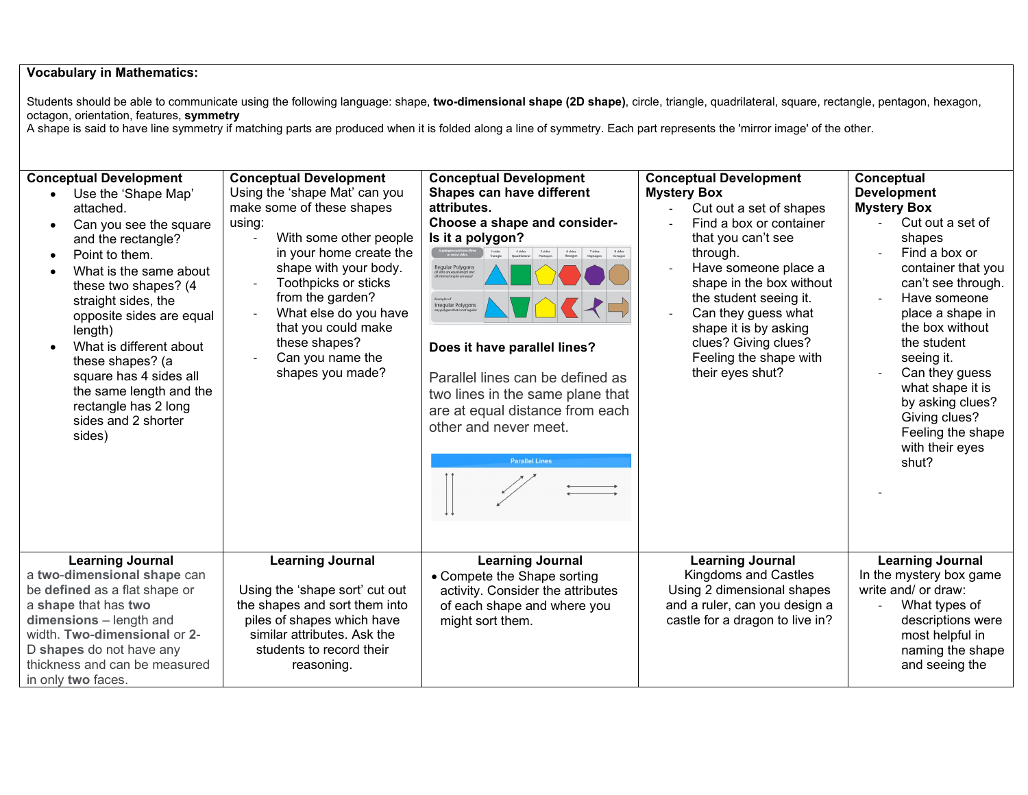**Vocabulary in Mathematics:**

Students should be able to communicate using the following language: shape, **two-dimensional shape (2D shape)**, circle, triangle, quadrilateral, square, rectangle, pentagon, hexagon, octagon, orientation, features, **symmetry**
A shape is said to have line symmetry if matching parts are produced when it is folded along a line of symmetry. Each part represents the 'mirror image' of the other.

| **Conceptual Development** | **Conceptual Development** | **Conceptual Development** | **Conceptual Development** | **Conceptual Development** |
|---|---|---|---|---|
| • Use the 'Shape Map' attached.<br>• Can you see the square and the rectangle?<br>• Point to them.<br>• What is the same about these two shapes? (4 straight sides, the opposite sides are equal length)<br>• What is different about these shapes? (a square has 4 sides all the same length and the rectangle has 2 long sides and 2 shorter sides) | Using the 'shape Mat' can you make some of these shapes using:<br>- With some other people in your home create the shape with your body.<br>- Toothpicks or sticks from the garden?<br>- What else do you have that you could make these shapes?<br>- Can you name the shapes you made? | **Shapes can have different attributes.**<br>**Choose a shape and consider-**<br>**Is it a polygon?**<br>**Does it have parallel lines?**<br>Parallel lines can be defined as two lines in the same plane that are at equal distance from each other and never meet. | **Mystery Box**<br>- Cut out a set of shapes<br>- Find a box or container that you can't see through.<br>- Have someone place a shape in the box without the student seeing it.<br>- Can they guess what shape it is by asking clues? Giving clues? Feeling the shape with their eyes shut? | **Mystery Box**<br>- Cut out a set of shapes<br>- Find a box or container that you can't see through.<br>- Have someone place a shape in the box without the student seeing it.<br>- Can they guess what shape it is by asking clues? Giving clues? Feeling the shape with their eyes shut?<br>- |
| **Learning Journal**<br>a **two-dimensional shape** can be **defined** as a flat shape or a **shape** that has **two dimensions** – length and width. **Two-dimensional** or **2-D shapes** do not have any thickness and can be measured in only **two** faces. | **Learning Journal**<br>Using the 'shape sort' cut out the shapes and sort them into piles of shapes which have similar attributes. Ask the students to record their reasoning. | **Learning Journal**<br>• Compete the Shape sorting activity. Consider the attributes of each shape and where you might sort them. | **Learning Journal**<br>Kingdoms and Castles<br>Using 2 dimensional shapes and a ruler, can you design a castle for a dragon to live in? | **Learning Journal**<br>In the mystery box game write and/ or draw:<br>- What types of descriptions were most helpful in naming the shape and seeing the |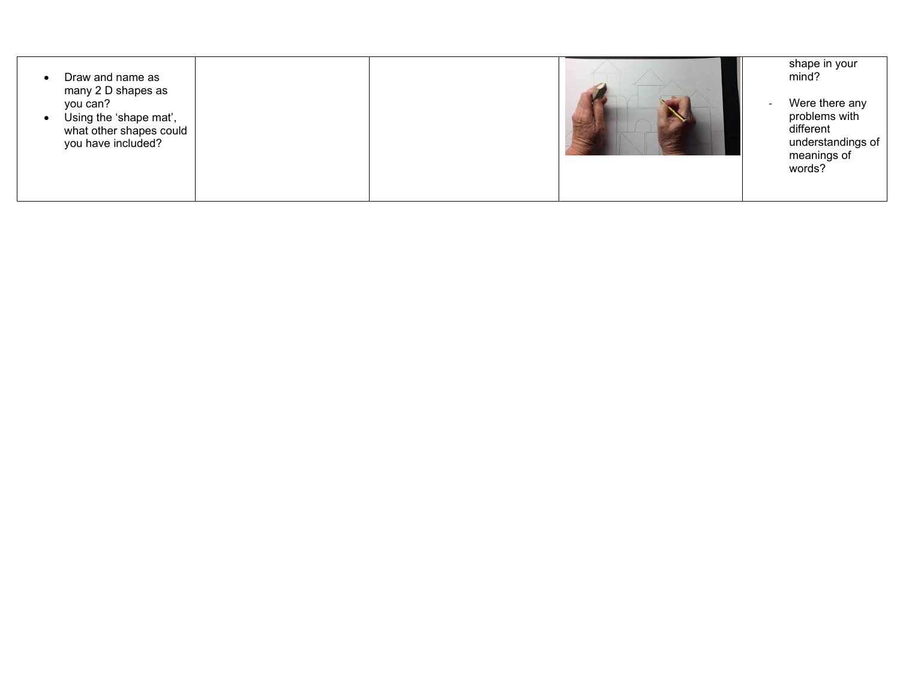| | | | | |
|---|---|---|---|---|
| <ul><li>Draw and name as many 2 D shapes as you can?</li><li>Using the 'shape mat', what other shapes could you have included?</li></ul> | | | | shape in your mind?<br><br>- Were there any problems with different understandings of meanings of words? |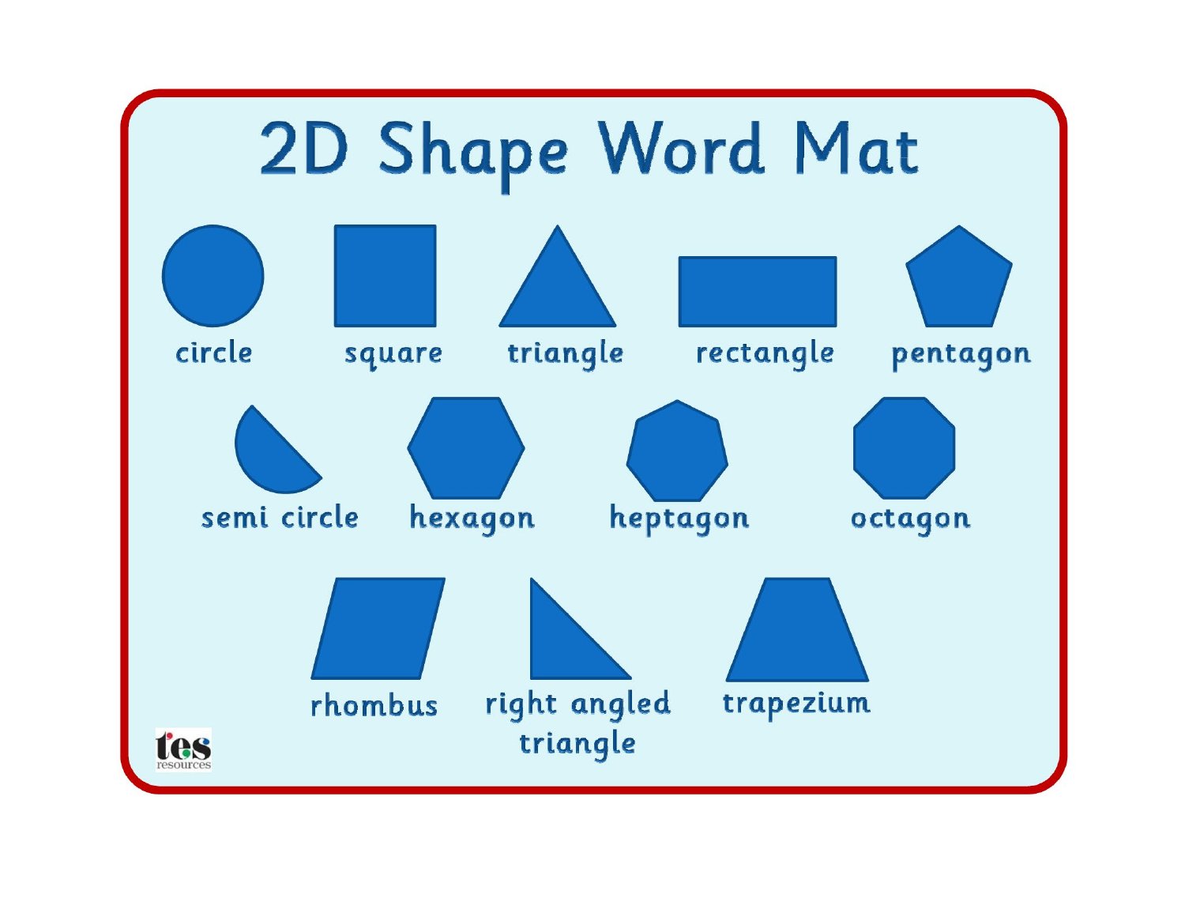# 2D Shape Word Mat

circle

square

triangle

rectangle

pentagon

semi circle

hexagon

heptagon

octagon

rhombus

right angled triangle

trapezium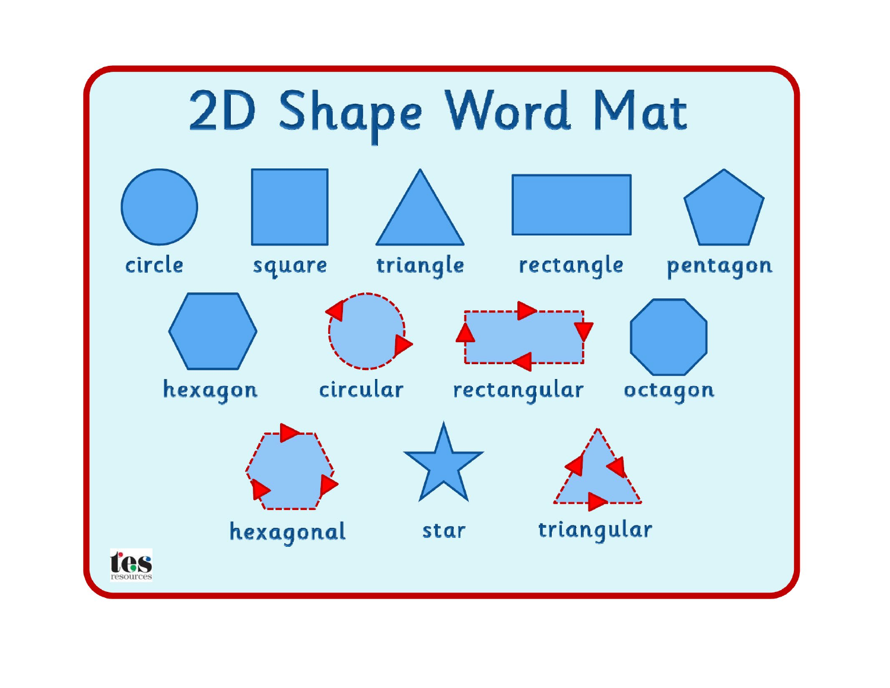# 2D Shape Word Mat

circle

square

triangle

rectangle

pentagon

hexagon

circular

rectangular

octagon

hexagonal

star

triangular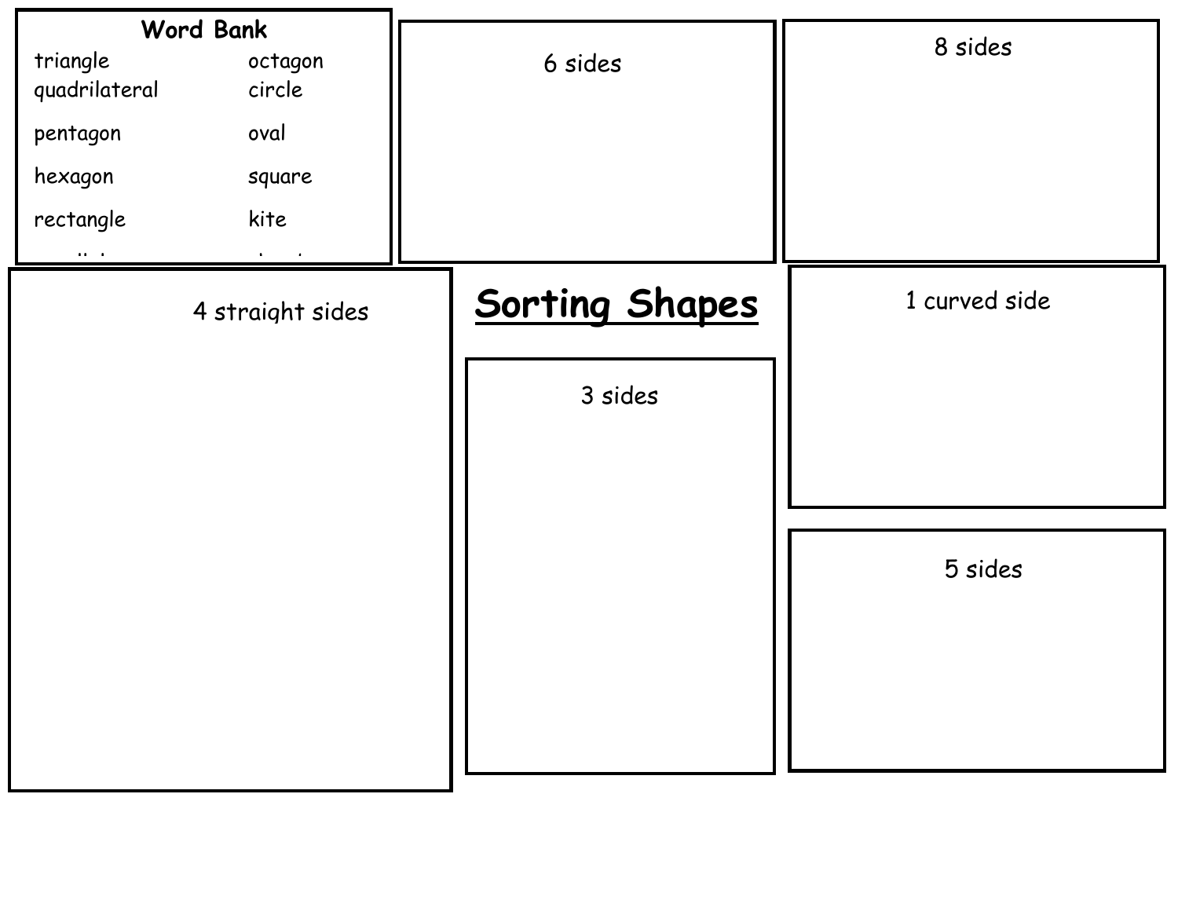# Sorting Shapes

**Word Bank**

| | |
|---|---|
| triangle | octagon |
| quadrilateral | circle |
| pentagon | oval |
| hexagon | square |
| rectangle | kite |

6 sides

8 sides

4 straight sides

1 curved side

3 sides

5 sides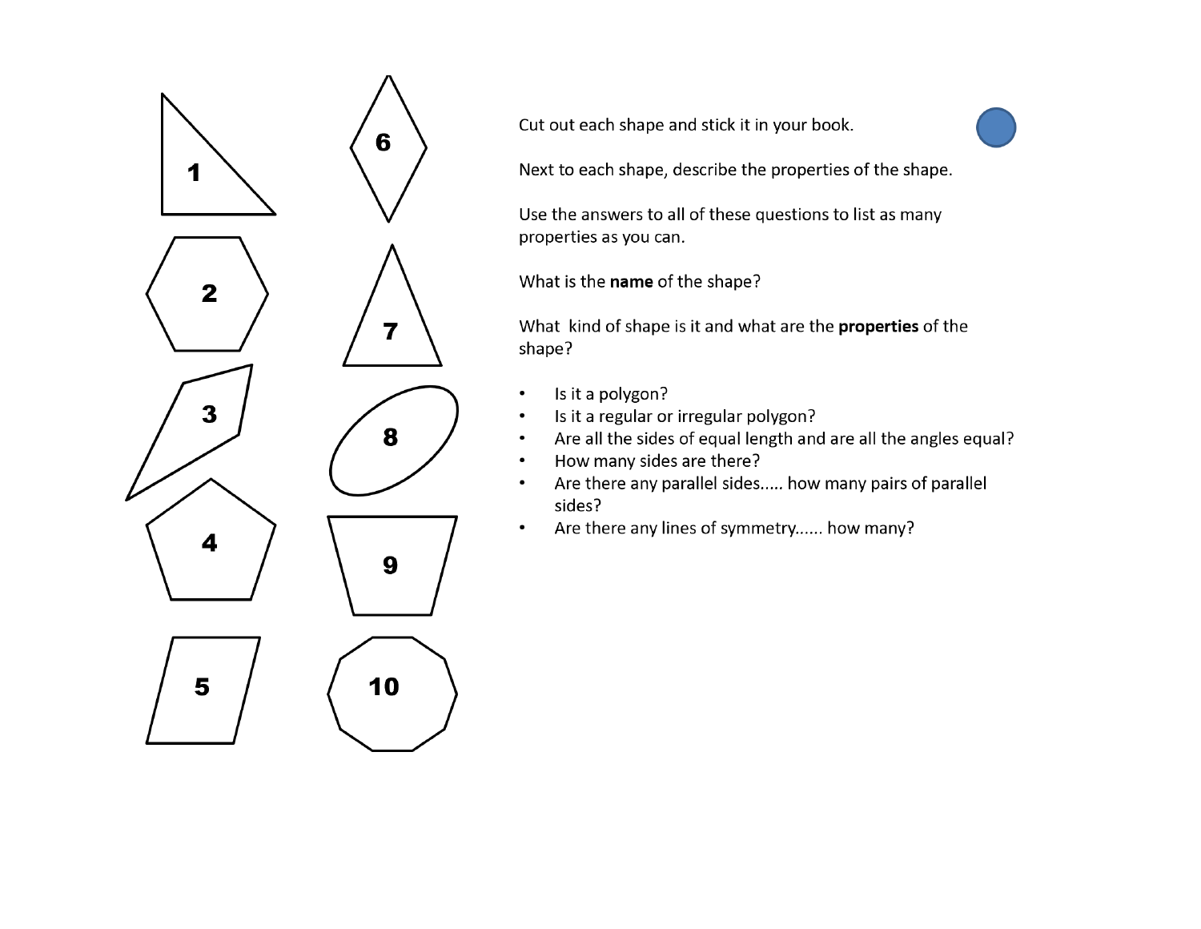1

2

3

4

5

6

7

8

9

10

Cut out each shape and stick it in your book.

Next to each shape, describe the properties of the shape.

Use the answers to all of these questions to list as many properties as you can.

What is the **name** of the shape?

What kind of shape is it and what are the **properties** of the shape?

- Is it a polygon?
- Is it a regular or irregular polygon?
- Are all the sides of equal length and are all the angles equal?
- How many sides are there?
- Are there any parallel sides..... how many pairs of parallel sides?
- Are there any lines of symmetry...... how many?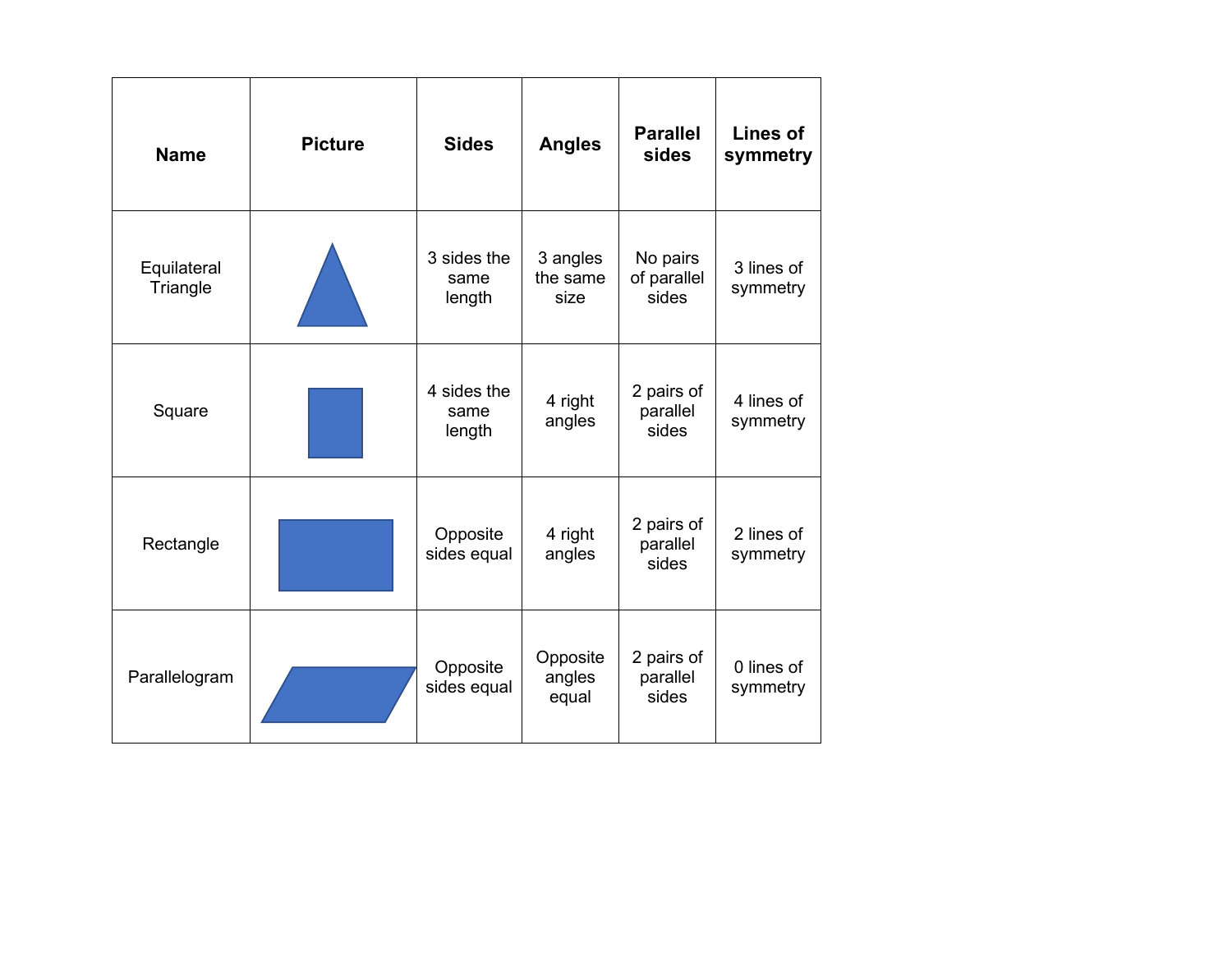| Name | Picture | Sides | Angles | Parallel sides | Lines of symmetry |
| --- | --- | --- | --- | --- | --- |
| Equilateral Triangle | | 3 sides the same length | 3 angles the same size | No pairs of parallel sides | 3 lines of symmetry |
| Square | | 4 sides the same length | 4 right angles | 2 pairs of parallel sides | 4 lines of symmetry |
| Rectangle | | Opposite sides equal | 4 right angles | 2 pairs of parallel sides | 2 lines of symmetry |
| Parallelogram | | Opposite sides equal | Opposite angles equal | 2 pairs of parallel sides | 0 lines of symmetry |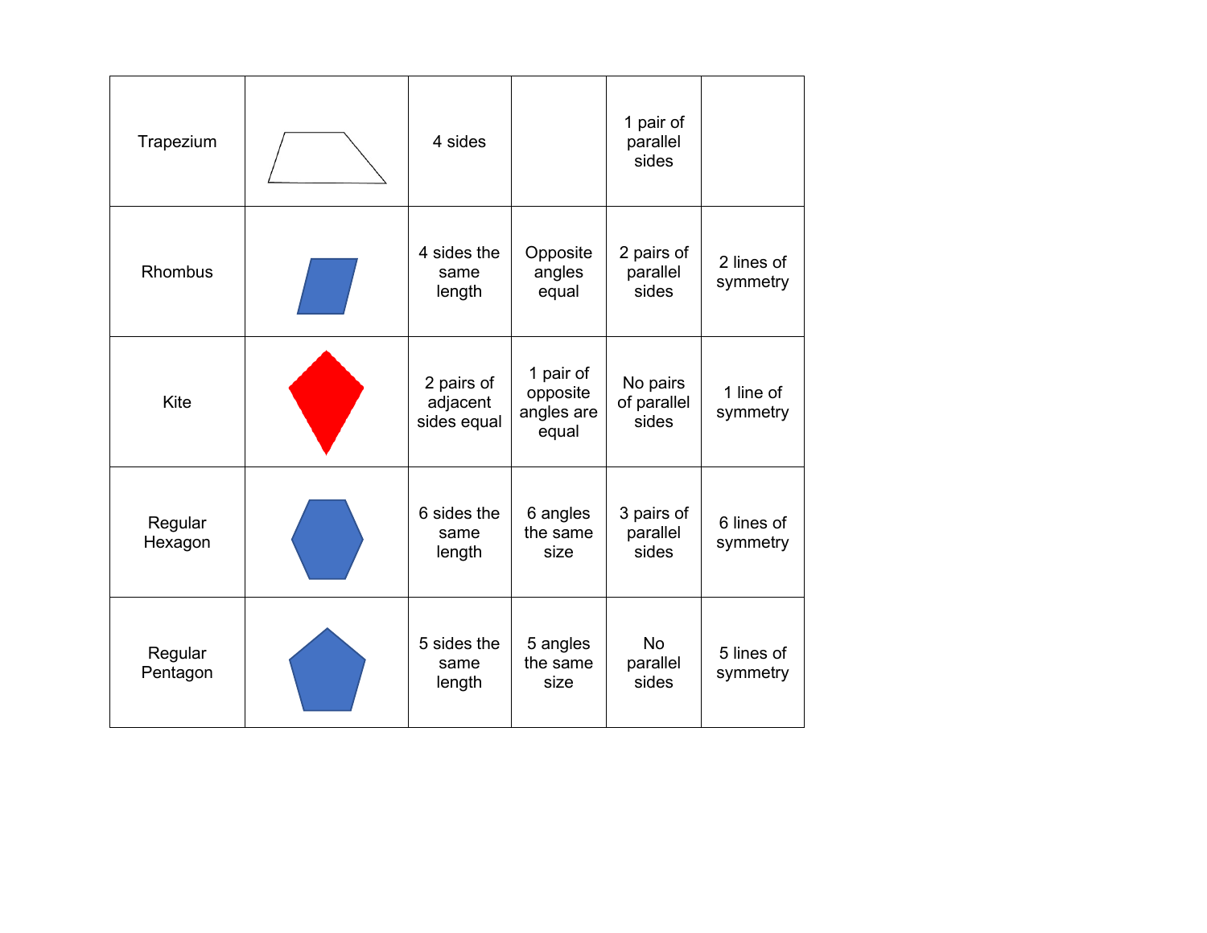| | | | | | |
|---|---|---|---|---|---|
| Trapezium | | 4 sides | | 1 pair of parallel sides | |
| Rhombus | | 4 sides the same length | Opposite angles equal | 2 pairs of parallel sides | 2 lines of symmetry |
| Kite | | 2 pairs of adjacent sides equal | 1 pair of opposite angles are equal | No pairs of parallel sides | 1 line of symmetry |
| Regular Hexagon | | 6 sides the same length | 6 angles the same size | 3 pairs of parallel sides | 6 lines of symmetry |
| Regular Pentagon | | 5 sides the same length | 5 angles the same size | No parallel sides | 5 lines of symmetry |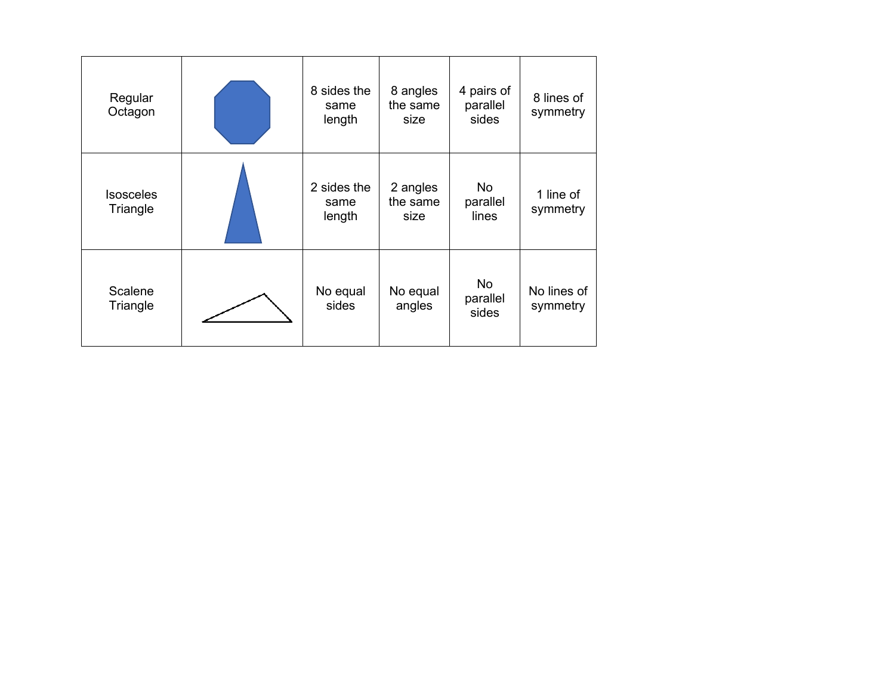| Regular Octagon | | 8 sides the same length | 8 angles the same size | 4 pairs of parallel sides | 8 lines of symmetry |
|---|---|---|---|---|---|
| Isosceles Triangle | | 2 sides the same length | 2 angles the same size | No parallel lines | 1 line of symmetry |
| Scalene Triangle | | No equal sides | No equal angles | No parallel sides | No lines of symmetry |